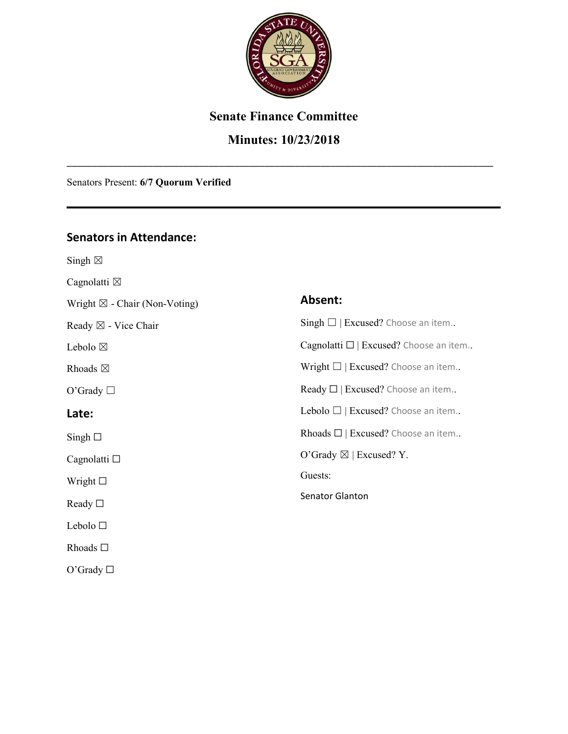# Senate Finance Committee

## Minutes: 10/23/2018

---

Senators Present: **6/7 Quorum Verified**

---

### Senators in Attendance:

Singh ☒

Cagnolatti ☒

Wright ☒ - Chair (Non-Voting)

Ready ☒ - Vice Chair

Lebolo ☒

Rhoads ☒

O'Grady ☐

### Late:

Singh ☐

Cagnolatti ☐

Wright ☐

Ready ☐

Lebolo ☐

Rhoads ☐

O'Grady ☐

### Absent:

Singh ☐ | Excused? Choose an item..

Cagnolatti ☐ | Excused? Choose an item..

Wright ☐ | Excused? Choose an item..

Ready ☐ | Excused? Choose an item..

Lebolo ☐ | Excused? Choose an item..

Rhoads ☐ | Excused? Choose an item..

O'Grady ☒ | Excused? Y.

Guests:

Senator Glanton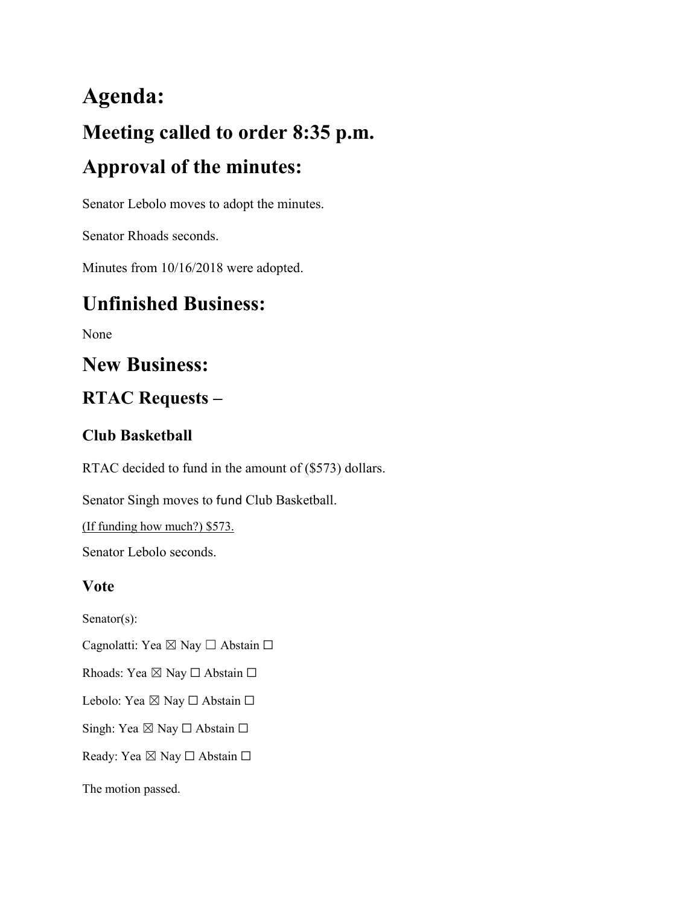# Agenda:

# Meeting called to order 8:35 p.m.

# Approval of the minutes:

Senator Lebolo moves to adopt the minutes.

Senator Rhoads seconds.

Minutes from 10/16/2018 were adopted.

# Unfinished Business:

None

# New Business:

## RTAC Requests –

### Club Basketball

RTAC decided to fund in the amount of ($573) dollars.

Senator Singh moves to fund Club Basketball.

<u>(If funding how much?) $573.</u>

Senator Lebolo seconds.

### Vote

Senator(s):

Cagnolatti: Yea ☒ Nay ☐ Abstain ☐

Rhoads: Yea ☒ Nay ☐ Abstain ☐

Lebolo: Yea ☒ Nay ☐ Abstain ☐

Singh: Yea ☒ Nay ☐ Abstain ☐

Ready: Yea ☒ Nay ☐ Abstain ☐

The motion passed.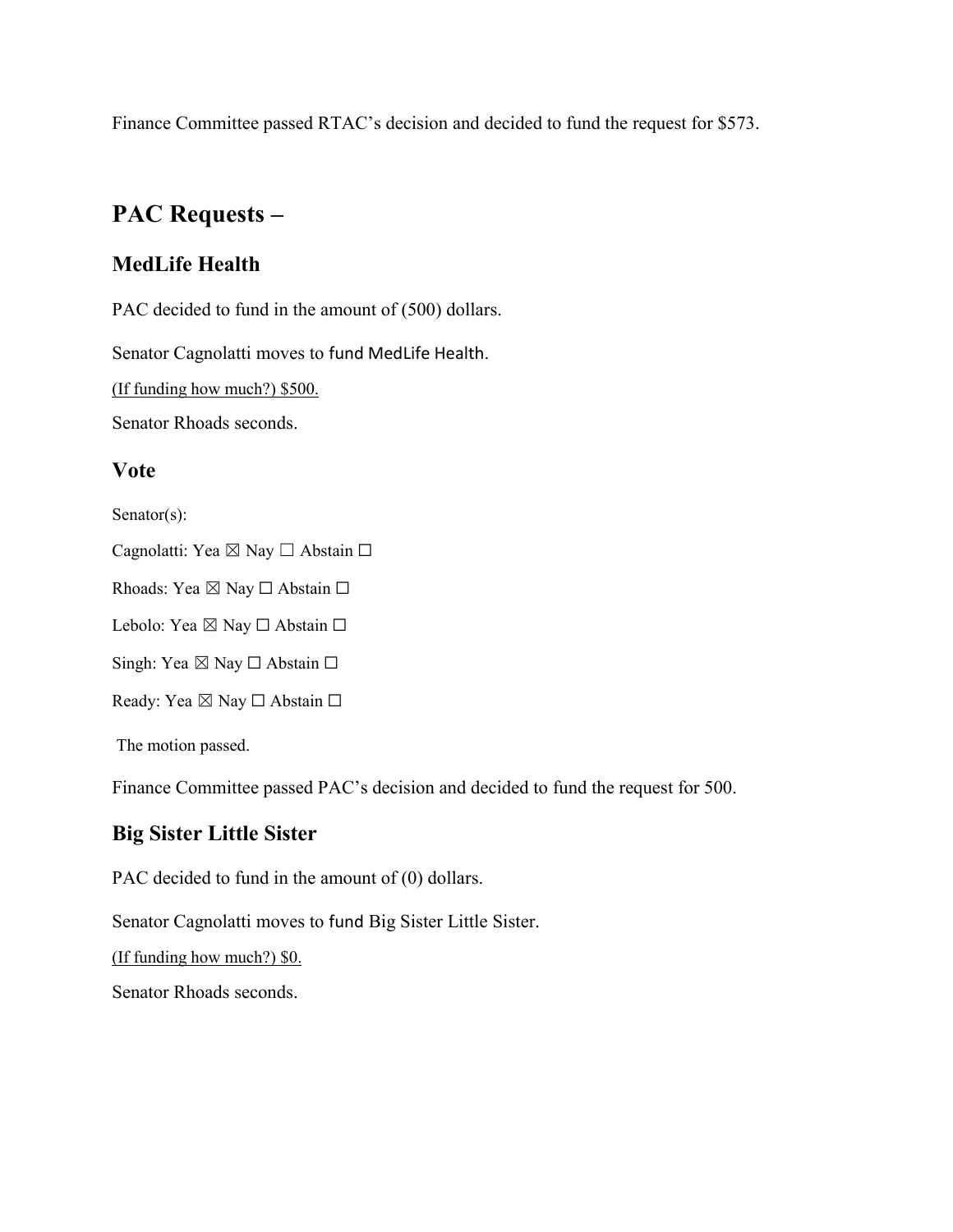Finance Committee passed RTAC's decision and decided to fund the request for $573.

## PAC Requests –

### MedLife Health

PAC decided to fund in the amount of (500) dollars.

Senator Cagnolatti moves to fund MedLife Health.

<u>(If funding how much?) $500.</u>

Senator Rhoads seconds.

### Vote

Senator(s):

Cagnolatti: Yea ☒ Nay ☐ Abstain ☐

Rhoads: Yea ☒ Nay ☐ Abstain ☐

Lebolo: Yea ☒ Nay ☐ Abstain ☐

Singh: Yea ☒ Nay ☐ Abstain ☐

Ready: Yea ☒ Nay ☐ Abstain ☐

The motion passed.

Finance Committee passed PAC's decision and decided to fund the request for 500.

### Big Sister Little Sister

PAC decided to fund in the amount of (0) dollars.

Senator Cagnolatti moves to fund Big Sister Little Sister.

<u>(If funding how much?) $0.</u>

Senator Rhoads seconds.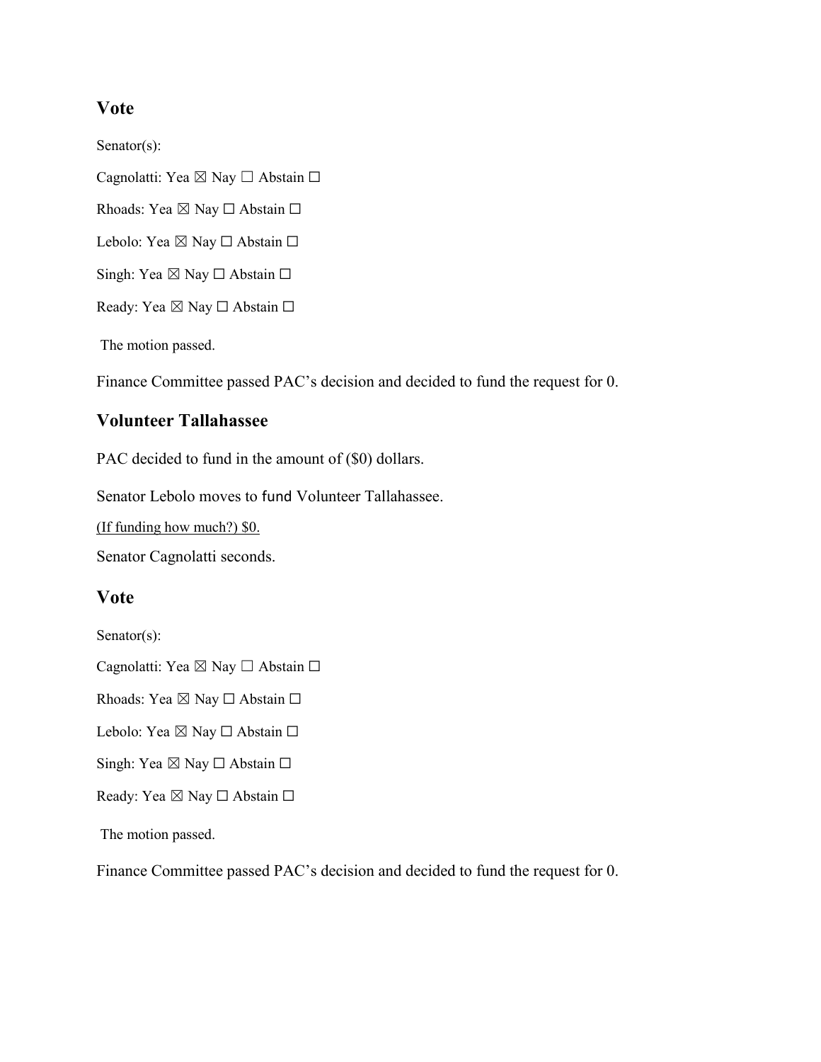## Vote

Senator(s):

Cagnolatti: Yea ☒ Nay ☐ Abstain ☐

Rhoads: Yea ☒ Nay ☐ Abstain ☐

Lebolo: Yea ☒ Nay ☐ Abstain ☐

Singh: Yea ☒ Nay ☐ Abstain ☐

Ready: Yea ☒ Nay ☐ Abstain ☐

The motion passed.

Finance Committee passed PAC's decision and decided to fund the request for 0.

## Volunteer Tallahassee

PAC decided to fund in the amount of ($0) dollars.

Senator Lebolo moves to fund Volunteer Tallahassee.

(If funding how much?) $0.

Senator Cagnolatti seconds.

## Vote

Senator(s):

Cagnolatti: Yea ☒ Nay ☐ Abstain ☐

Rhoads: Yea ☒ Nay ☐ Abstain ☐

Lebolo: Yea ☒ Nay ☐ Abstain ☐

Singh: Yea ☒ Nay ☐ Abstain ☐

Ready: Yea ☒ Nay ☐ Abstain ☐

The motion passed.

Finance Committee passed PAC's decision and decided to fund the request for 0.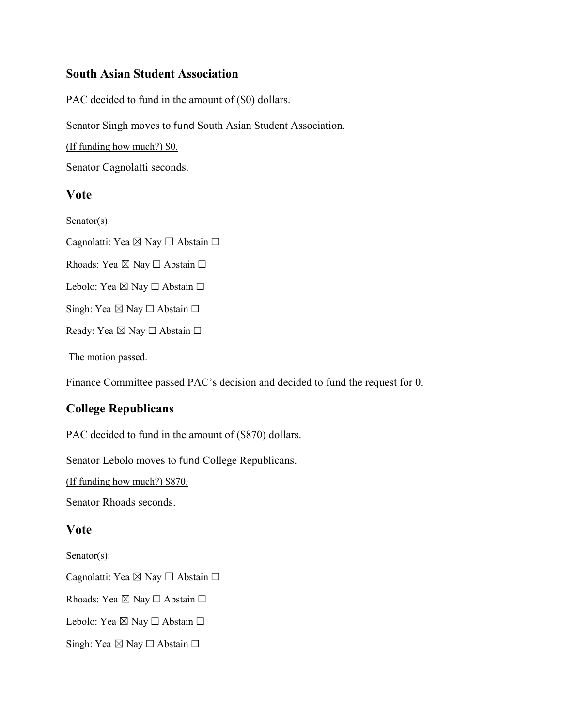### South Asian Student Association

PAC decided to fund in the amount of ($0) dollars.

Senator Singh moves to fund South Asian Student Association.

<u>(If funding how much?) $0.</u>

Senator Cagnolatti seconds.

## Vote

Senator(s):

Cagnolatti: Yea ☒ Nay ☐ Abstain ☐

Rhoads: Yea ☒ Nay ☐ Abstain ☐

Lebolo: Yea ☒ Nay ☐ Abstain ☐

Singh: Yea ☒ Nay ☐ Abstain ☐

Ready: Yea ☒ Nay ☐ Abstain ☐

The motion passed.

Finance Committee passed PAC's decision and decided to fund the request for 0.

### College Republicans

PAC decided to fund in the amount of ($870) dollars.

Senator Lebolo moves to fund College Republicans.

<u>(If funding how much?) $870.</u>

Senator Rhoads seconds.

## Vote

Senator(s):

Cagnolatti: Yea ☒ Nay ☐ Abstain ☐

Rhoads: Yea ☒ Nay ☐ Abstain ☐

Lebolo: Yea ☒ Nay ☐ Abstain ☐

Singh: Yea ☒ Nay ☐ Abstain ☐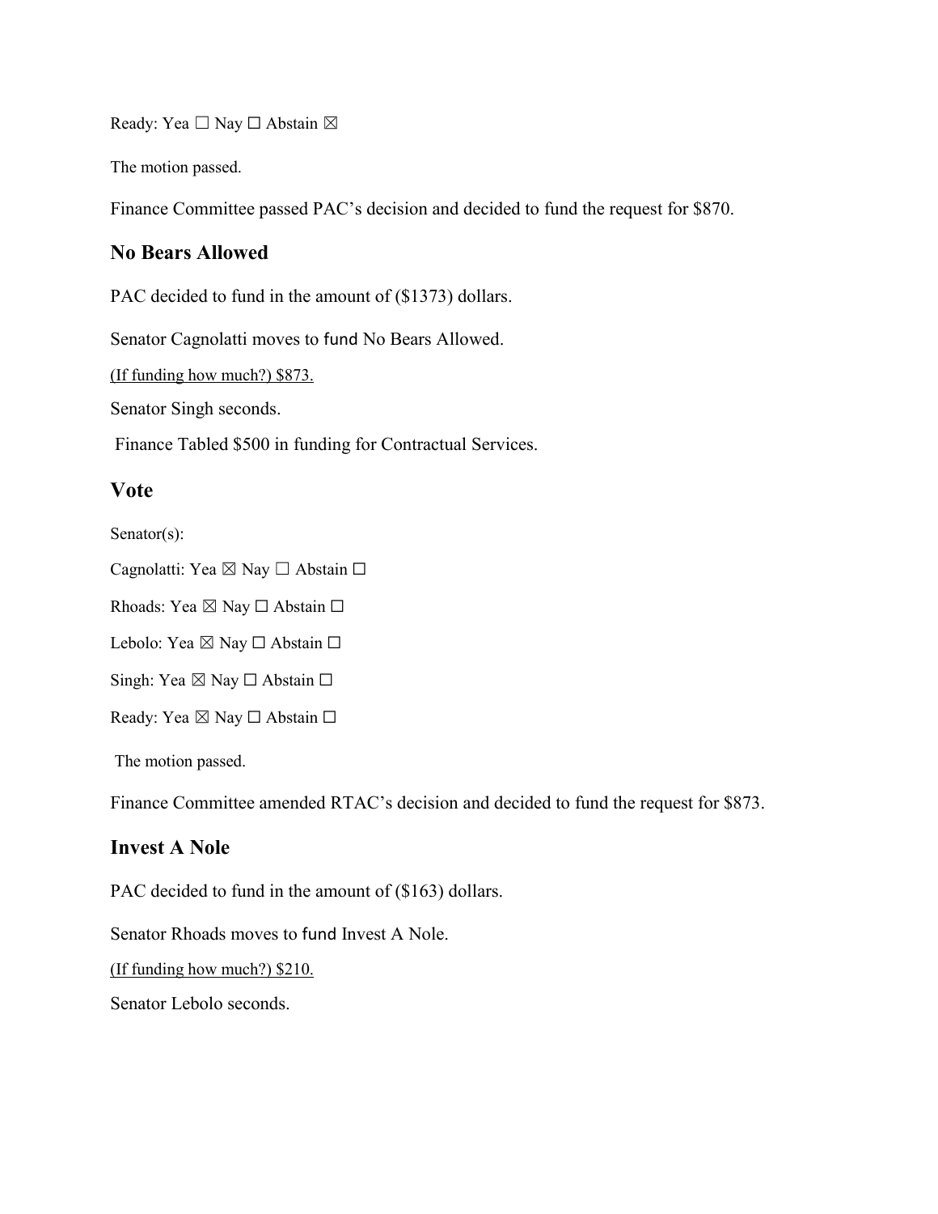Ready: Yea ☐ Nay ☐ Abstain ☒

The motion passed.

Finance Committee passed PAC's decision and decided to fund the request for $870.

### No Bears Allowed

PAC decided to fund in the amount of ($1373) dollars.

Senator Cagnolatti moves to fund No Bears Allowed.

(If funding how much?) $873.

Senator Singh seconds.

Finance Tabled $500 in funding for Contractual Services.

## Vote

Senator(s):

Cagnolatti: Yea ☒ Nay ☐ Abstain ☐

Rhoads: Yea ☒ Nay ☐ Abstain ☐

Lebolo: Yea ☒ Nay ☐ Abstain ☐

Singh: Yea ☒ Nay ☐ Abstain ☐

Ready: Yea ☒ Nay ☐ Abstain ☐

The motion passed.

Finance Committee amended RTAC's decision and decided to fund the request for $873.

### Invest A Nole

PAC decided to fund in the amount of ($163) dollars.

Senator Rhoads moves to fund Invest A Nole.

(If funding how much?) $210.

Senator Lebolo seconds.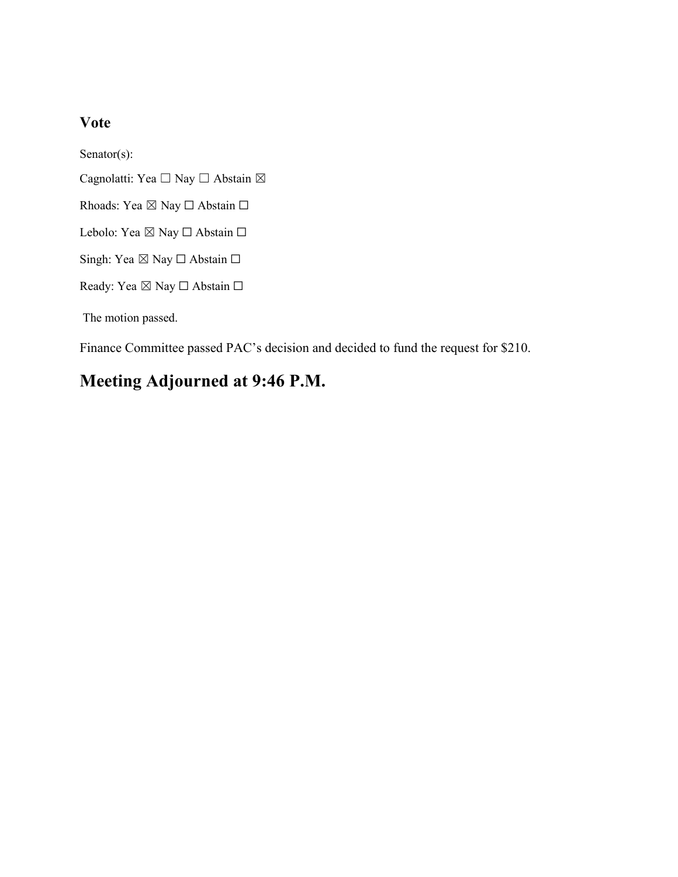### Vote

Senator(s):

Cagnolatti: Yea ☐ Nay ☐ Abstain ☒

Rhoads: Yea ☒ Nay ☐ Abstain ☐

Lebolo: Yea ☒ Nay ☐ Abstain ☐

Singh: Yea ☒ Nay ☐ Abstain ☐

Ready: Yea ☒ Nay ☐ Abstain ☐

The motion passed.

Finance Committee passed PAC's decision and decided to fund the request for $210.

## Meeting Adjourned at 9:46 P.M.